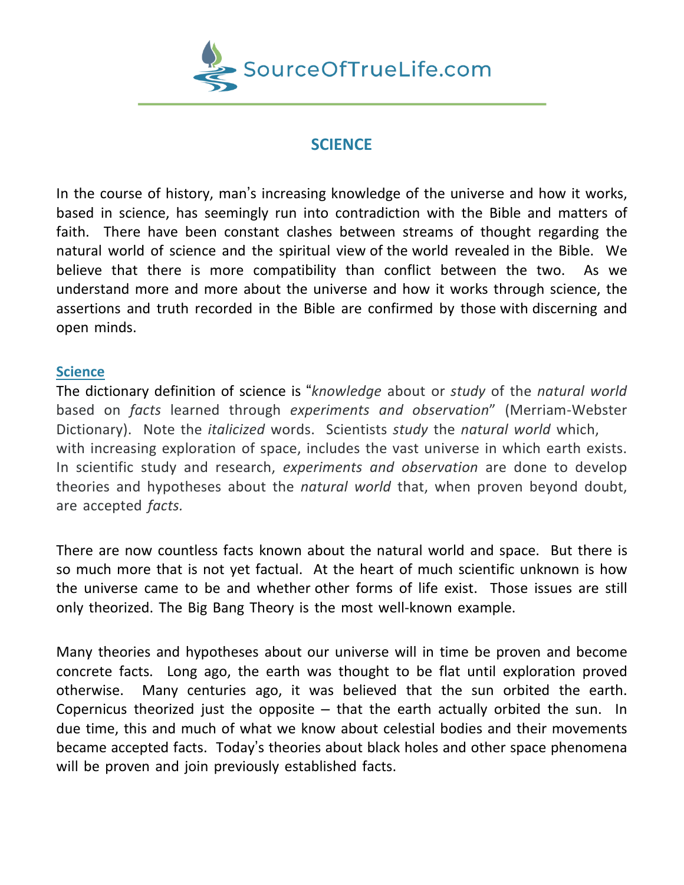SourceOfTrueLife.com

# SCIENCE

In the course of history, man's increasing knowledge of the universe and how it works, based in science, has seemingly run into contradiction with the Bible and matters of faith. There have been constant clashes between streams of thought regarding the natural world of science and the spiritual view of the world revealed in the Bible. We believe that there is more compatibility than conflict between the two. As we understand more and more about the universe and how it works through science, the assertions and truth recorded in the Bible are confirmed by those with discerning and open minds.

## Science

The dictionary definition of science is "*knowledge* about or *study* of the *natural world* based on *facts* learned through *experiments and observation*" (Merriam-Webster Dictionary). Note the *italicized* words. Scientists *study* the *natural world* which, with increasing exploration of space, includes the vast universe in which earth exists. In scientific study and research, *experiments and observation* are done to develop theories and hypotheses about the *natural world* that, when proven beyond doubt, are accepted *facts.*

There are now countless facts known about the natural world and space. But there is so much more that is not yet factual. At the heart of much scientific unknown is how the universe came to be and whether other forms of life exist. Those issues are still only theorized. The Big Bang Theory is the most well-known example.

Many theories and hypotheses about our universe will in time be proven and become concrete facts. Long ago, the earth was thought to be flat until exploration proved otherwise. Many centuries ago, it was believed that the sun orbited the earth. Copernicus theorized just the opposite – that the earth actually orbited the sun. In due time, this and much of what we know about celestial bodies and their movements became accepted facts. Today's theories about black holes and other space phenomena will be proven and join previously established facts.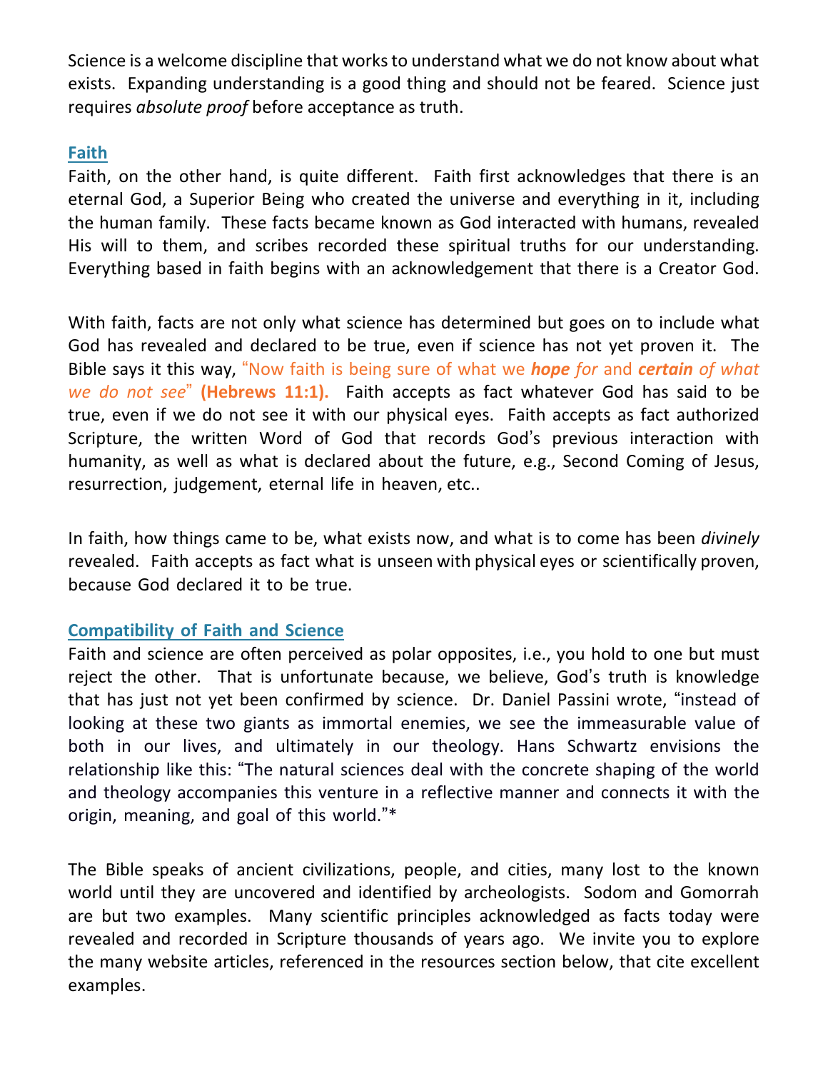Science is a welcome discipline that works to understand what we do not know about what exists. Expanding understanding is a good thing and should not be feared. Science just requires *absolute proof* before acceptance as truth.

## Faith

Faith, on the other hand, is quite different. Faith first acknowledges that there is an eternal God, a Superior Being who created the universe and everything in it, including the human family. These facts became known as God interacted with humans, revealed His will to them, and scribes recorded these spiritual truths for our understanding. Everything based in faith begins with an acknowledgement that there is a Creator God.

With faith, facts are not only what science has determined but goes on to include what God has revealed and declared to be true, even if science has not yet proven it. The Bible says it this way, "Now faith is being sure of what we ***hope** for* and ***certain** of what we do not see*" **(Hebrews 11:1).** Faith accepts as fact whatever God has said to be true, even if we do not see it with our physical eyes. Faith accepts as fact authorized Scripture, the written Word of God that records God's previous interaction with humanity, as well as what is declared about the future, e.g., Second Coming of Jesus, resurrection, judgement, eternal life in heaven, etc..

In faith, how things came to be, what exists now, and what is to come has been *divinely* revealed. Faith accepts as fact what is unseen with physical eyes or scientifically proven, because God declared it to be true.

## Compatibility of Faith and Science

Faith and science are often perceived as polar opposites, i.e., you hold to one but must reject the other. That is unfortunate because, we believe, God's truth is knowledge that has just not yet been confirmed by science. Dr. Daniel Passini wrote, "instead of looking at these two giants as immortal enemies, we see the immeasurable value of both in our lives, and ultimately in our theology. Hans Schwartz envisions the relationship like this: "The natural sciences deal with the concrete shaping of the world and theology accompanies this venture in a reflective manner and connects it with the origin, meaning, and goal of this world."*

The Bible speaks of ancient civilizations, people, and cities, many lost to the known world until they are uncovered and identified by archeologists. Sodom and Gomorrah are but two examples. Many scientific principles acknowledged as facts today were revealed and recorded in Scripture thousands of years ago. We invite you to explore the many website articles, referenced in the resources section below, that cite excellent examples.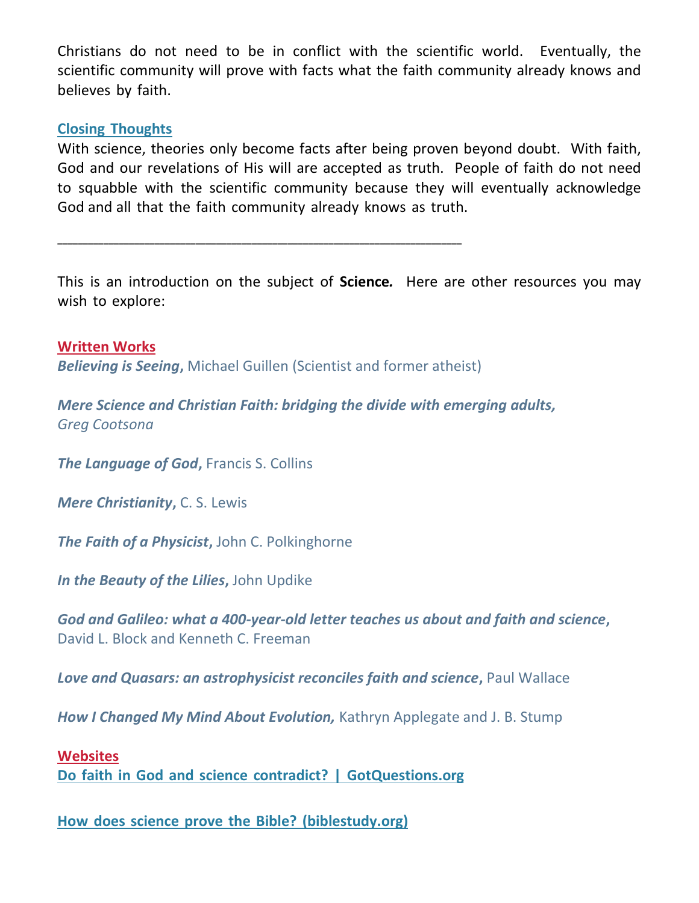Christians do not need to be in conflict with the scientific world. Eventually, the scientific community will prove with facts what the faith community already knows and believes by faith.

## Closing Thoughts

With science, theories only become facts after being proven beyond doubt. With faith, God and our revelations of His will are accepted as truth. People of faith do not need to squabble with the scientific community because they will eventually acknowledge God and all that the faith community already knows as truth.

---

This is an introduction on the subject of **Science.** Here are other resources you may wish to explore:

## Written Works

***Believing is Seeing***, Michael Guillen (Scientist and former atheist)

***Mere Science and Christian Faith: bridging the divide with emerging adults,*** *Greg Cootsona*

***The Language of God***, Francis S. Collins

***Mere Christianity***, C. S. Lewis

***The Faith of a Physicist***, John C. Polkinghorne

***In the Beauty of the Lilies***, John Updike

***God and Galileo: what a 400-year-old letter teaches us about and faith and science***, David L. Block and Kenneth C. Freeman

***Love and Quasars: an astrophysicist reconciles faith and science***, Paul Wallace

***How I Changed My Mind About Evolution,*** Kathryn Applegate and J. B. Stump

## Websites

**Do faith in God and science contradict? | GotQuestions.org**

**How does science prove the Bible? (biblestudy.org)**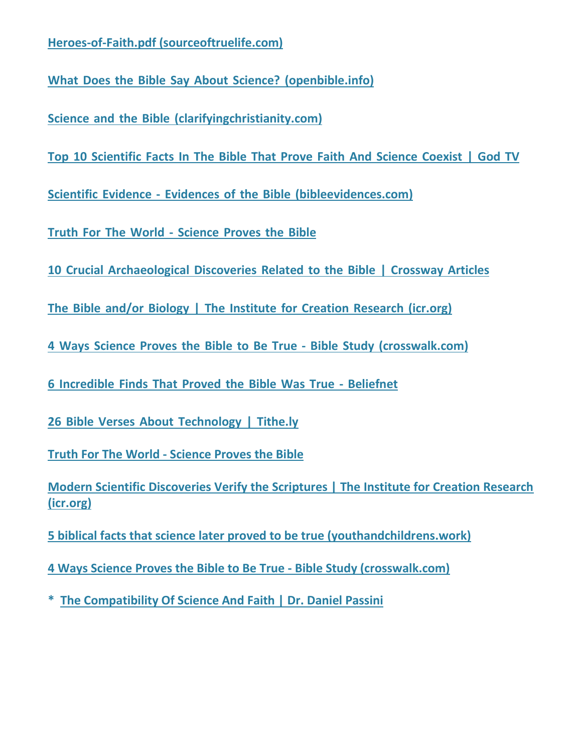**Heroes-of-Faith.pdf (sourceoftruelife.com)**

**What Does the Bible Say About Science? (openbible.info)**

**Science and the Bible (clarifyingchristianity.com)**

**Top 10 Scientific Facts In The Bible That Prove Faith And Science Coexist | God TV**

**Scientific Evidence - Evidences of the Bible (bibleevidences.com)**

**Truth For The World - Science Proves the Bible**

**10 Crucial Archaeological Discoveries Related to the Bible | Crossway Articles**

**The Bible and/or Biology | The Institute for Creation Research (icr.org)**

**4 Ways Science Proves the Bible to Be True - Bible Study (crosswalk.com)**

**6 Incredible Finds That Proved the Bible Was True - Beliefnet**

**26 Bible Verses About Technology | Tithe.ly**

**Truth For The World - Science Proves the Bible**

**Modern Scientific Discoveries Verify the Scriptures | The Institute for Creation Research (icr.org)**

**5 biblical facts that science later proved to be true (youthandchildrens.work)**

**4 Ways Science Proves the Bible to Be True - Bible Study (crosswalk.com)**

**\* The Compatibility Of Science And Faith | Dr. Daniel Passini**